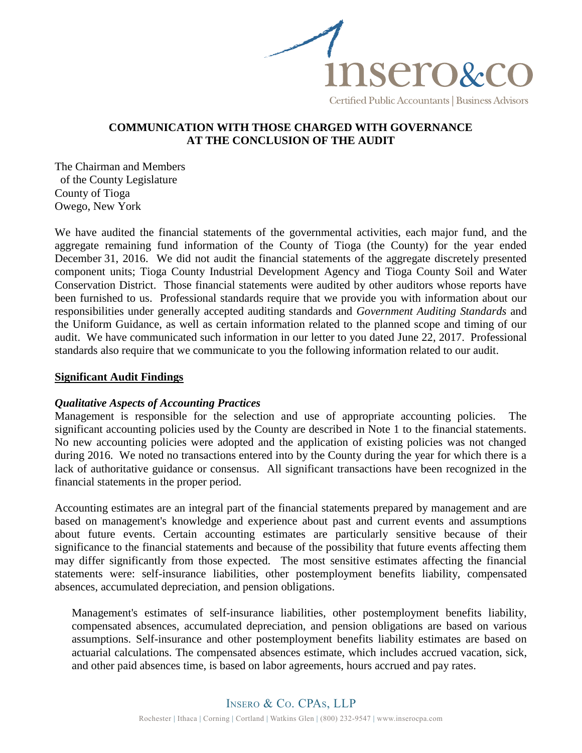# COMMUNICATION WITH THOSE CHARGED WITH GOVERNANCE AT THE CONCLUSION OF THE AUDIT

The Chairman and Members
of the County Legislature
County of Tioga
Owego, New York

We have audited the financial statements of the governmental activities, each major fund, and the aggregate remaining fund information of the County of Tioga (the County) for the year ended December 31, 2016. We did not audit the financial statements of the aggregate discretely presented component units; Tioga County Industrial Development Agency and Tioga County Soil and Water Conservation District. Those financial statements were audited by other auditors whose reports have been furnished to us. Professional standards require that we provide you with information about our responsibilities under generally accepted auditing standards and *Government Auditing Standards* and the Uniform Guidance, as well as certain information related to the planned scope and timing of our audit. We have communicated such information in our letter to you dated June 22, 2017. Professional standards also require that we communicate to you the following information related to our audit.

## Significant Audit Findings

### *Qualitative Aspects of Accounting Practices*

Management is responsible for the selection and use of appropriate accounting policies. The significant accounting policies used by the County are described in Note 1 to the financial statements. No new accounting policies were adopted and the application of existing policies was not changed during 2016. We noted no transactions entered into by the County during the year for which there is a lack of authoritative guidance or consensus. All significant transactions have been recognized in the financial statements in the proper period.

Accounting estimates are an integral part of the financial statements prepared by management and are based on management's knowledge and experience about past and current events and assumptions about future events. Certain accounting estimates are particularly sensitive because of their significance to the financial statements and because of the possibility that future events affecting them may differ significantly from those expected. The most sensitive estimates affecting the financial statements were: self-insurance liabilities, other postemployment benefits liability, compensated absences, accumulated depreciation, and pension obligations.

> Management's estimates of self-insurance liabilities, other postemployment benefits liability, compensated absences, accumulated depreciation, and pension obligations are based on various assumptions. Self-insurance and other postemployment benefits liability estimates are based on actuarial calculations. The compensated absences estimate, which includes accrued vacation, sick, and other paid absences time, is based on labor agreements, hours accrued and pay rates.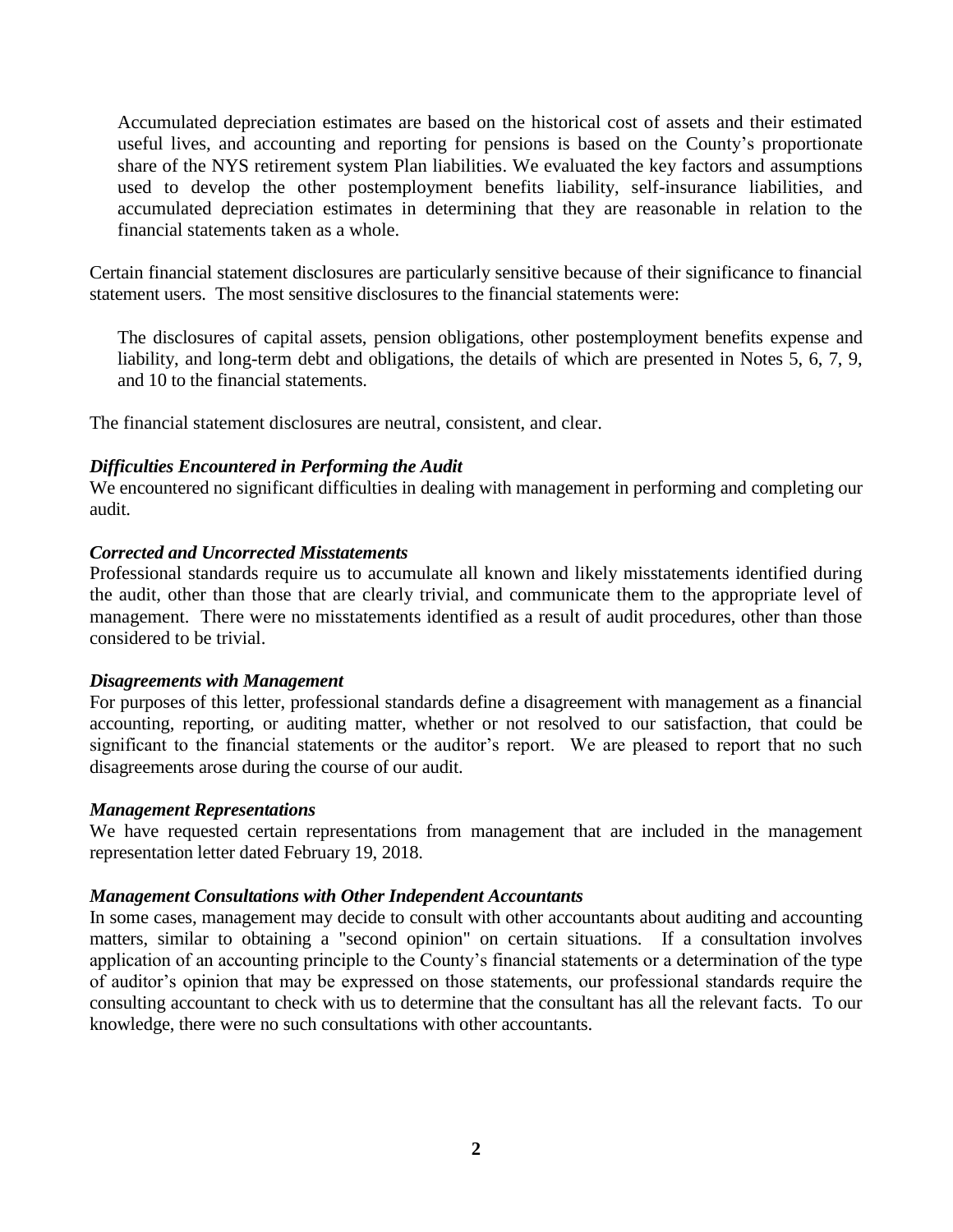Accumulated depreciation estimates are based on the historical cost of assets and their estimated useful lives, and accounting and reporting for pensions is based on the County's proportionate share of the NYS retirement system Plan liabilities. We evaluated the key factors and assumptions used to develop the other postemployment benefits liability, self-insurance liabilities, and accumulated depreciation estimates in determining that they are reasonable in relation to the financial statements taken as a whole.

Certain financial statement disclosures are particularly sensitive because of their significance to financial statement users. The most sensitive disclosures to the financial statements were:

The disclosures of capital assets, pension obligations, other postemployment benefits expense and liability, and long-term debt and obligations, the details of which are presented in Notes 5, 6, 7, 9, and 10 to the financial statements.

The financial statement disclosures are neutral, consistent, and clear.

***Difficulties Encountered in Performing the Audit***

We encountered no significant difficulties in dealing with management in performing and completing our audit.

***Corrected and Uncorrected Misstatements***

Professional standards require us to accumulate all known and likely misstatements identified during the audit, other than those that are clearly trivial, and communicate them to the appropriate level of management. There were no misstatements identified as a result of audit procedures, other than those considered to be trivial.

***Disagreements with Management***

For purposes of this letter, professional standards define a disagreement with management as a financial accounting, reporting, or auditing matter, whether or not resolved to our satisfaction, that could be significant to the financial statements or the auditor's report. We are pleased to report that no such disagreements arose during the course of our audit.

***Management Representations***

We have requested certain representations from management that are included in the management representation letter dated February 19, 2018.

***Management Consultations with Other Independent Accountants***

In some cases, management may decide to consult with other accountants about auditing and accounting matters, similar to obtaining a "second opinion" on certain situations. If a consultation involves application of an accounting principle to the County's financial statements or a determination of the type of auditor's opinion that may be expressed on those statements, our professional standards require the consulting accountant to check with us to determine that the consultant has all the relevant facts. To our knowledge, there were no such consultations with other accountants.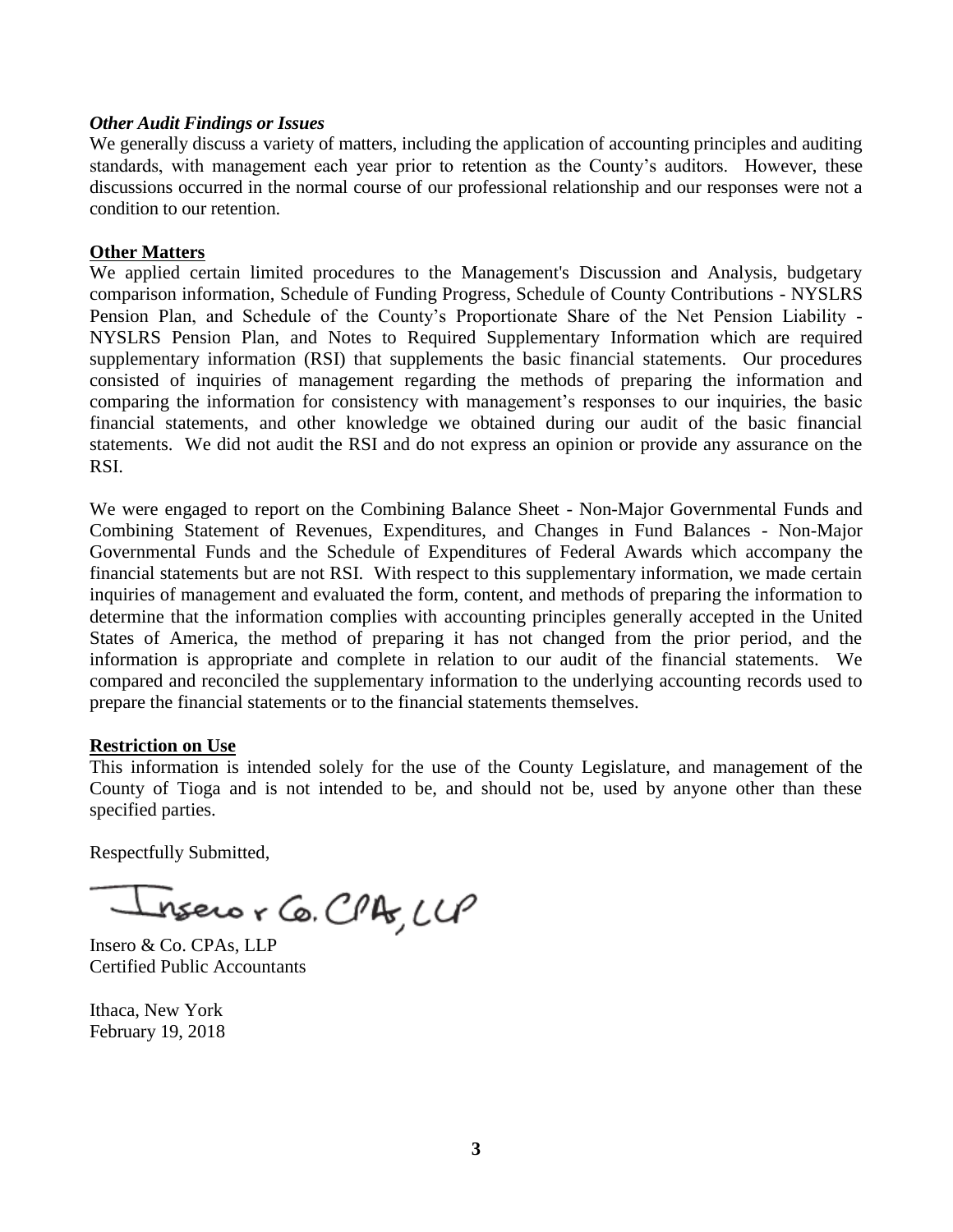***Other Audit Findings or Issues***

We generally discuss a variety of matters, including the application of accounting principles and auditing standards, with management each year prior to retention as the County's auditors. However, these discussions occurred in the normal course of our professional relationship and our responses were not a condition to our retention.

**Other Matters**

We applied certain limited procedures to the Management's Discussion and Analysis, budgetary comparison information, Schedule of Funding Progress, Schedule of County Contributions - NYSLRS Pension Plan, and Schedule of the County's Proportionate Share of the Net Pension Liability - NYSLRS Pension Plan, and Notes to Required Supplementary Information which are required supplementary information (RSI) that supplements the basic financial statements. Our procedures consisted of inquiries of management regarding the methods of preparing the information and comparing the information for consistency with management's responses to our inquiries, the basic financial statements, and other knowledge we obtained during our audit of the basic financial statements. We did not audit the RSI and do not express an opinion or provide any assurance on the RSI.

We were engaged to report on the Combining Balance Sheet - Non-Major Governmental Funds and Combining Statement of Revenues, Expenditures, and Changes in Fund Balances - Non-Major Governmental Funds and the Schedule of Expenditures of Federal Awards which accompany the financial statements but are not RSI. With respect to this supplementary information, we made certain inquiries of management and evaluated the form, content, and methods of preparing the information to determine that the information complies with accounting principles generally accepted in the United States of America, the method of preparing it has not changed from the prior period, and the information is appropriate and complete in relation to our audit of the financial statements. We compared and reconciled the supplementary information to the underlying accounting records used to prepare the financial statements or to the financial statements themselves.

**Restriction on Use**

This information is intended solely for the use of the County Legislature, and management of the County of Tioga and is not intended to be, and should not be, used by anyone other than these specified parties.

Respectfully Submitted,

Insero & Co. CPAs, LLP

Insero & Co. CPAs, LLP
Certified Public Accountants

Ithaca, New York
February 19, 2018